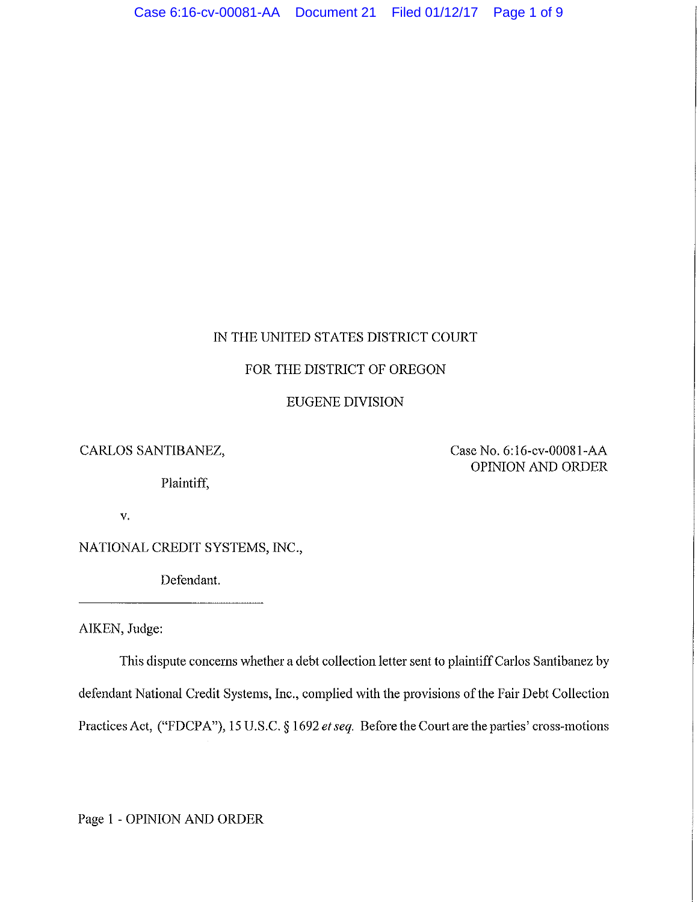IN THE UNITED STATES DISTRICT COURT

FOR THE DISTRICT OF OREGON

EUGENE DIVISION

CARLOS SANTIBANEZ,

Plaintiff,

v.

NATIONAL CREDIT SYSTEMS, INC.,

Defendant.

Case No. 6:16-cv-00081-AA
OPINION AND ORDER

AIKEN, Judge:

This dispute concerns whether a debt collection letter sent to plaintiff Carlos Santibanez by defendant National Credit Systems, Inc., complied with the provisions of the Fair Debt Collection Practices Act, ("FDCPA"), 15 U.S.C. § 1692 *et seq.* Before the Court are the parties' cross-motions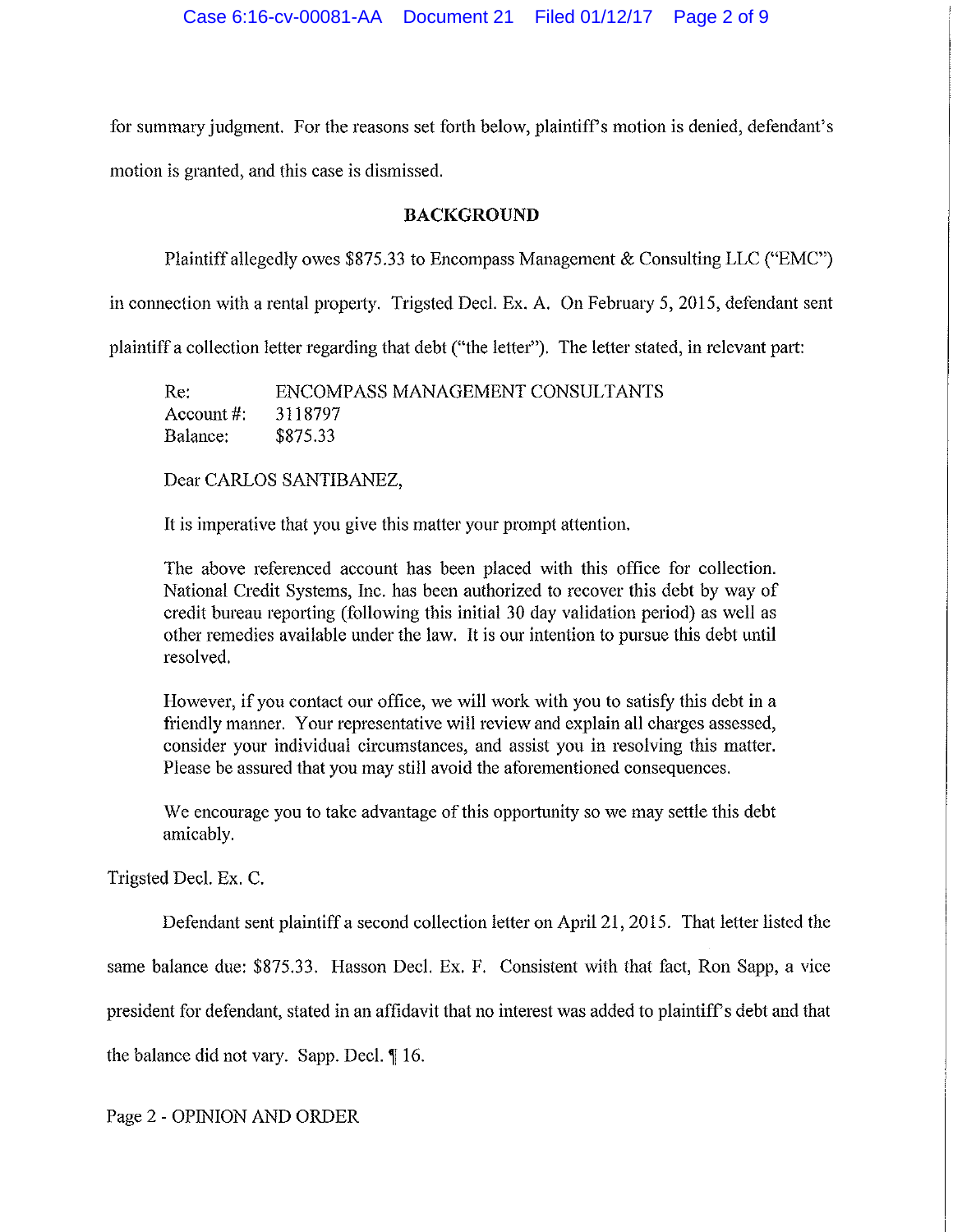for summary judgment. For the reasons set forth below, plaintiff's motion is denied, defendant's motion is granted, and this case is dismissed.

## BACKGROUND

Plaintiff allegedly owes $875.33 to Encompass Management & Consulting LLC ("EMC") in connection with a rental property. Trigsted Decl. Ex. A. On February 5, 2015, defendant sent plaintiff a collection letter regarding that debt ("the letter"). The letter stated, in relevant part:

> Re: ENCOMPASS MANAGEMENT CONSULTANTS
> Account #: 3118797
> Balance: $875.33
>
> Dear CARLOS SANTIBANEZ,
>
> It is imperative that you give this matter your prompt attention.
>
> The above referenced account has been placed with this office for collection. National Credit Systems, Inc. has been authorized to recover this debt by way of credit bureau reporting (following this initial 30 day validation period) as well as other remedies available under the law. It is our intention to pursue this debt until resolved.
>
> However, if you contact our office, we will work with you to satisfy this debt in a friendly manner. Your representative will review and explain all charges assessed, consider your individual circumstances, and assist you in resolving this matter. Please be assured that you may still avoid the aforementioned consequences.
>
> We encourage you to take advantage of this opportunity so we may settle this debt amicably.

Trigsted Decl. Ex. C.

Defendant sent plaintiff a second collection letter on April 21, 2015. That letter listed the same balance due: $875.33. Hasson Decl. Ex. F. Consistent with that fact, Ron Sapp, a vice president for defendant, stated in an affidavit that no interest was added to plaintiff's debt and that the balance did not vary. Sapp. Decl. ¶ 16.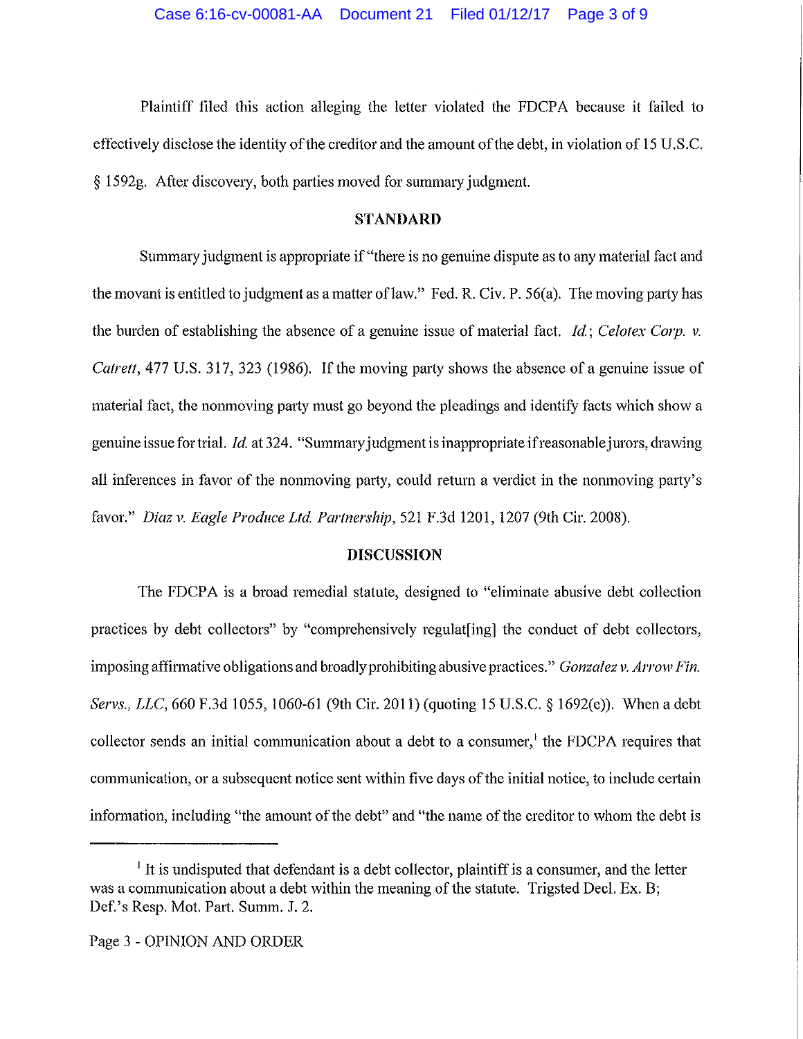Plaintiff filed this action alleging the letter violated the FDCPA because it failed to effectively disclose the identity of the creditor and the amount of the debt, in violation of 15 U.S.C. § 1592g. After discovery, both parties moved for summary judgment.

## STANDARD

Summary judgment is appropriate if "there is no genuine dispute as to any material fact and the movant is entitled to judgment as a matter of law." Fed. R. Civ. P. 56(a). The moving party has the burden of establishing the absence of a genuine issue of material fact. *Id.*; *Celotex Corp. v. Catrett*, 477 U.S. 317, 323 (1986). If the moving party shows the absence of a genuine issue of material fact, the nonmoving party must go beyond the pleadings and identify facts which show a genuine issue for trial. *Id.* at 324. "Summary judgment is inappropriate if reasonable jurors, drawing all inferences in favor of the nonmoving party, could return a verdict in the nonmoving party's favor." *Diaz v. Eagle Produce Ltd. Partnership*, 521 F.3d 1201, 1207 (9th Cir. 2008).

## DISCUSSION

The FDCPA is a broad remedial statute, designed to "eliminate abusive debt collection practices by debt collectors" by "comprehensively regulat[ing] the conduct of debt collectors, imposing affirmative obligations and broadly prohibiting abusive practices." *Gonzalez v. Arrow Fin. Servs., LLC*, 660 F.3d 1055, 1060-61 (9th Cir. 2011) (quoting 15 U.S.C. § 1692(e)). When a debt collector sends an initial communication about a debt to a consumer,[1] the FDCPA requires that communication, or a subsequent notice sent within five days of the initial notice, to include certain information, including "the amount of the debt" and "the name of the creditor to whom the debt is

---

[1] It is undisputed that defendant is a debt collector, plaintiff is a consumer, and the letter was a communication about a debt within the meaning of the statute. Trigsted Decl. Ex. B; Def.'s Resp. Mot. Part. Summ. J. 2.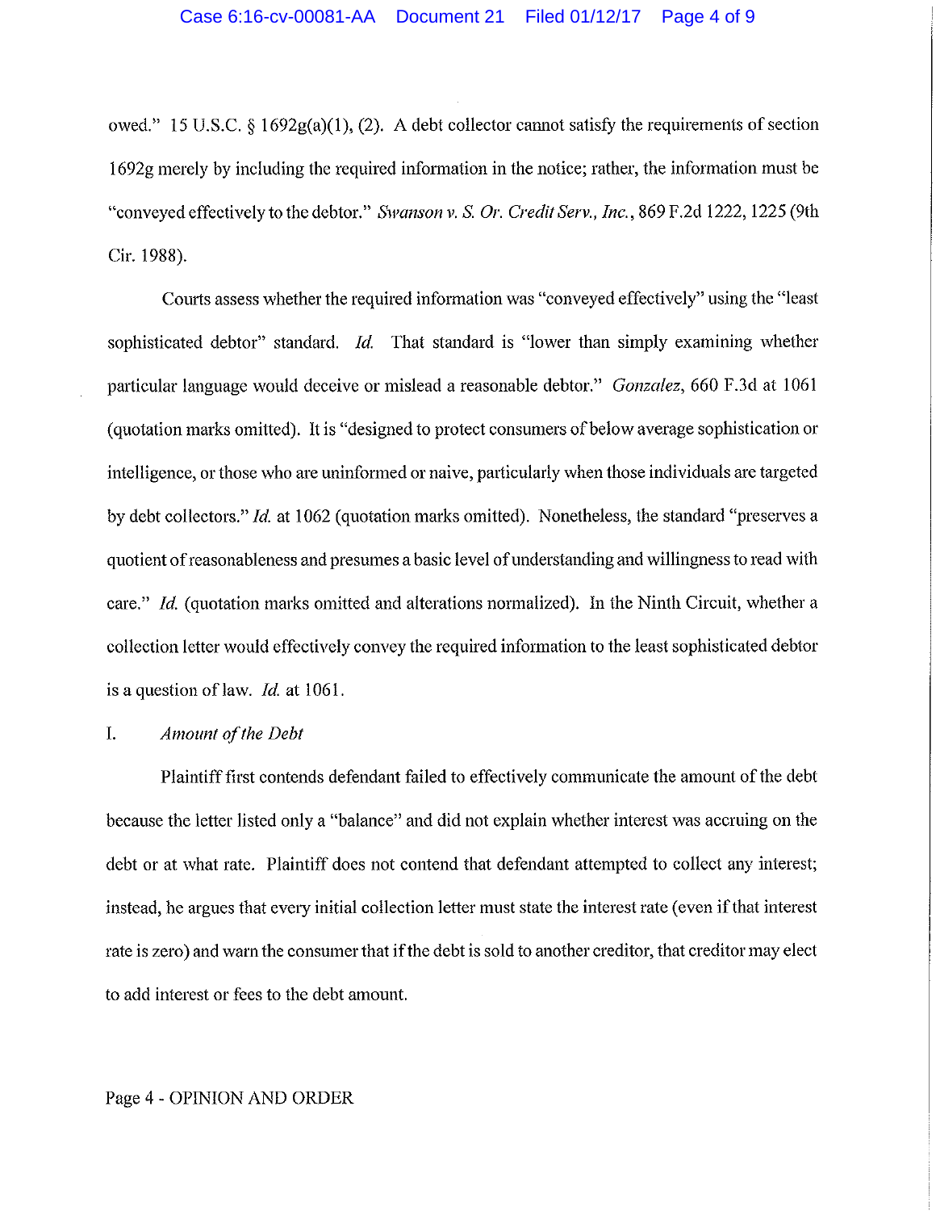owed." 15 U.S.C. § 1692g(a)(1), (2). A debt collector cannot satisfy the requirements of section 1692g merely by including the required information in the notice; rather, the information must be "conveyed effectively to the debtor." *Swanson v. S. Or. Credit Serv., Inc.*, 869 F.2d 1222, 1225 (9th Cir. 1988).

Courts assess whether the required information was "conveyed effectively" using the "least sophisticated debtor" standard. *Id.* That standard is "lower than simply examining whether particular language would deceive or mislead a reasonable debtor." *Gonzalez*, 660 F.3d at 1061 (quotation marks omitted). It is "designed to protect consumers of below average sophistication or intelligence, or those who are uninformed or naive, particularly when those individuals are targeted by debt collectors." *Id.* at 1062 (quotation marks omitted). Nonetheless, the standard "preserves a quotient of reasonableness and presumes a basic level of understanding and willingness to read with care." *Id.* (quotation marks omitted and alterations normalized). In the Ninth Circuit, whether a collection letter would effectively convey the required information to the least sophisticated debtor is a question of law. *Id.* at 1061.

## I. *Amount of the Debt*

Plaintiff first contends defendant failed to effectively communicate the amount of the debt because the letter listed only a "balance" and did not explain whether interest was accruing on the debt or at what rate. Plaintiff does not contend that defendant attempted to collect any interest; instead, he argues that every initial collection letter must state the interest rate (even if that interest rate is zero) and warn the consumer that if the debt is sold to another creditor, that creditor may elect to add interest or fees to the debt amount.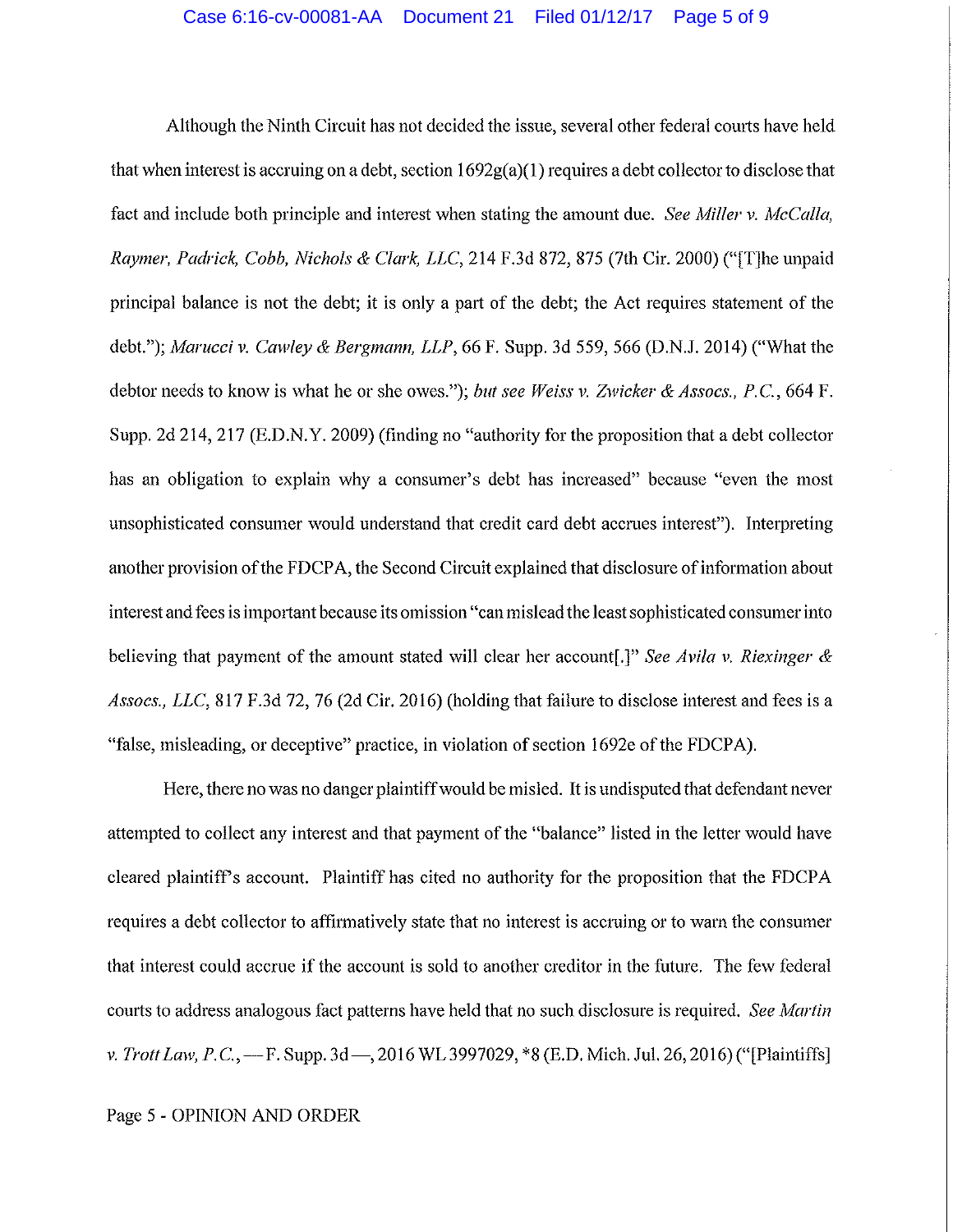Although the Ninth Circuit has not decided the issue, several other federal courts have held that when interest is accruing on a debt, section 1692g(a)(1) requires a debt collector to disclose that fact and include both principle and interest when stating the amount due. *See Miller v. McCalla, Raymer, Padrick, Cobb, Nichols & Clark, LLC*, 214 F.3d 872, 875 (7th Cir. 2000) ("[T]he unpaid principal balance is not the debt; it is only a part of the debt; the Act requires statement of the debt."); *Marucci v. Cawley & Bergmann, LLP*, 66 F. Supp. 3d 559, 566 (D.N.J. 2014) ("What the debtor needs to know is what he or she owes."); *but see Weiss v. Zwicker & Assocs., P.C.*, 664 F. Supp. 2d 214, 217 (E.D.N.Y. 2009) (finding no "authority for the proposition that a debt collector has an obligation to explain why a consumer's debt has increased" because "even the most unsophisticated consumer would understand that credit card debt accrues interest"). Interpreting another provision of the FDCPA, the Second Circuit explained that disclosure of information about interest and fees is important because its omission "can mislead the least sophisticated consumer into believing that payment of the amount stated will clear her account[.]" *See Avila v. Riexinger & Assocs., LLC*, 817 F.3d 72, 76 (2d Cir. 2016) (holding that failure to disclose interest and fees is a "false, misleading, or deceptive" practice, in violation of section 1692e of the FDCPA).

Here, there no was no danger plaintiff would be misled. It is undisputed that defendant never attempted to collect any interest and that payment of the "balance" listed in the letter would have cleared plaintiff's account. Plaintiff has cited no authority for the proposition that the FDCPA requires a debt collector to affirmatively state that no interest is accruing or to warn the consumer that interest could accrue if the account is sold to another creditor in the future. The few federal courts to address analogous fact patterns have held that no such disclosure is required. *See Martin v. Trott Law, P.C.*, — F. Supp. 3d —, 2016 WL 3997029, *8 (E.D. Mich. Jul. 26, 2016) ("[Plaintiffs]

Page 5 - OPINION AND ORDER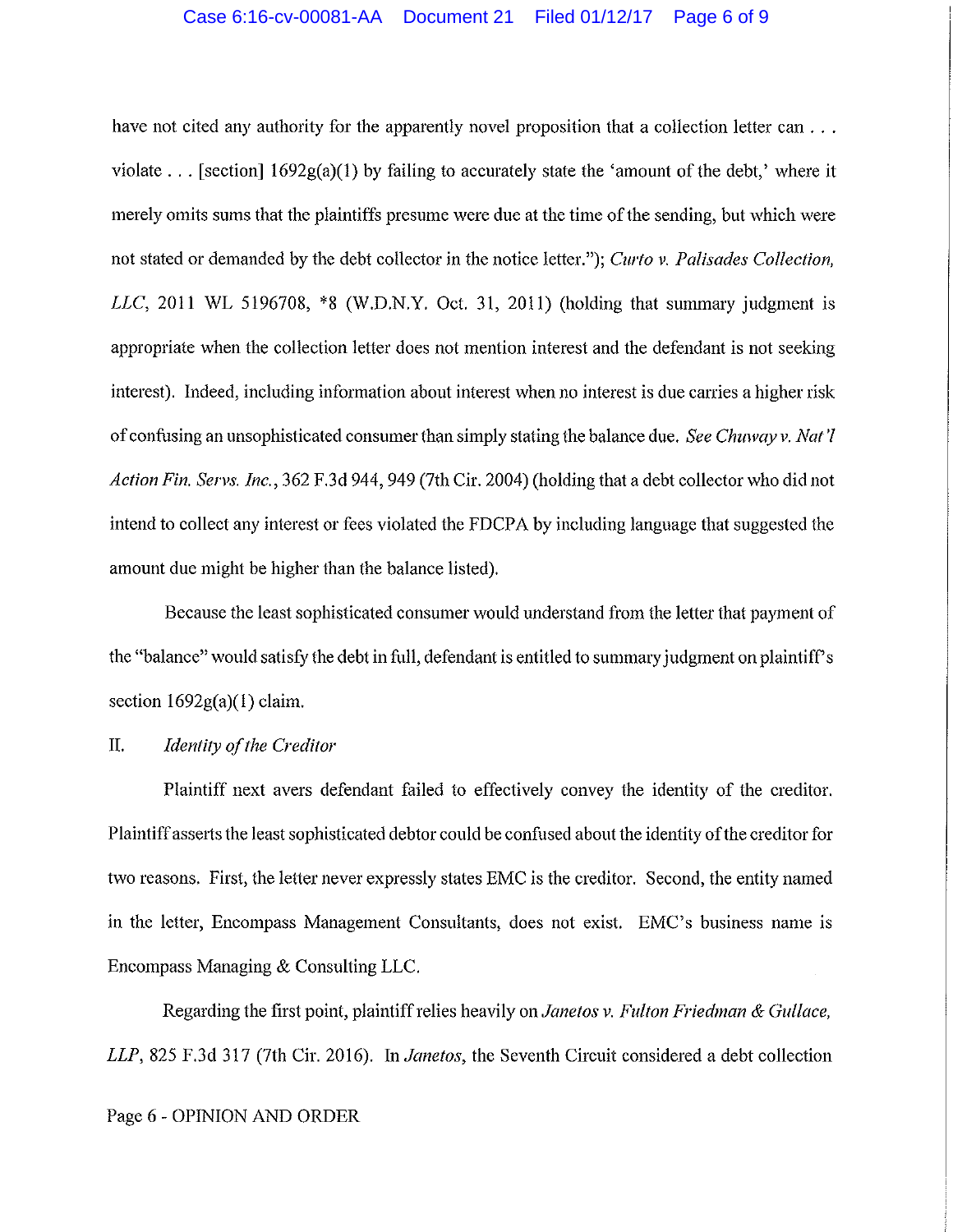have not cited any authority for the apparently novel proposition that a collection letter can . . . violate . . . [section] 1692g(a)(1) by failing to accurately state the 'amount of the debt,' where it merely omits sums that the plaintiffs presume were due at the time of the sending, but which were not stated or demanded by the debt collector in the notice letter."); *Curto v. Palisades Collection, LLC*, 2011 WL 5196708, *8 (W.D.N.Y. Oct. 31, 2011) (holding that summary judgment is appropriate when the collection letter does not mention interest and the defendant is not seeking interest). Indeed, including information about interest when no interest is due carries a higher risk of confusing an unsophisticated consumer than simply stating the balance due. *See Chuway v. Nat'l Action Fin. Servs. Inc.*, 362 F.3d 944, 949 (7th Cir. 2004) (holding that a debt collector who did not intend to collect any interest or fees violated the FDCPA by including language that suggested the amount due might be higher than the balance listed).

Because the least sophisticated consumer would understand from the letter that payment of the "balance" would satisfy the debt in full, defendant is entitled to summary judgment on plaintiff's section 1692g(a)(1) claim.

## II. *Identity of the Creditor*

Plaintiff next avers defendant failed to effectively convey the identity of the creditor. Plaintiff asserts the least sophisticated debtor could be confused about the identity of the creditor for two reasons. First, the letter never expressly states EMC is the creditor. Second, the entity named in the letter, Encompass Management Consultants, does not exist. EMC's business name is Encompass Managing & Consulting LLC.

Regarding the first point, plaintiff relies heavily on *Janetos v. Fulton Friedman & Gullace, LLP*, 825 F.3d 317 (7th Cir. 2016). In *Janetos*, the Seventh Circuit considered a debt collection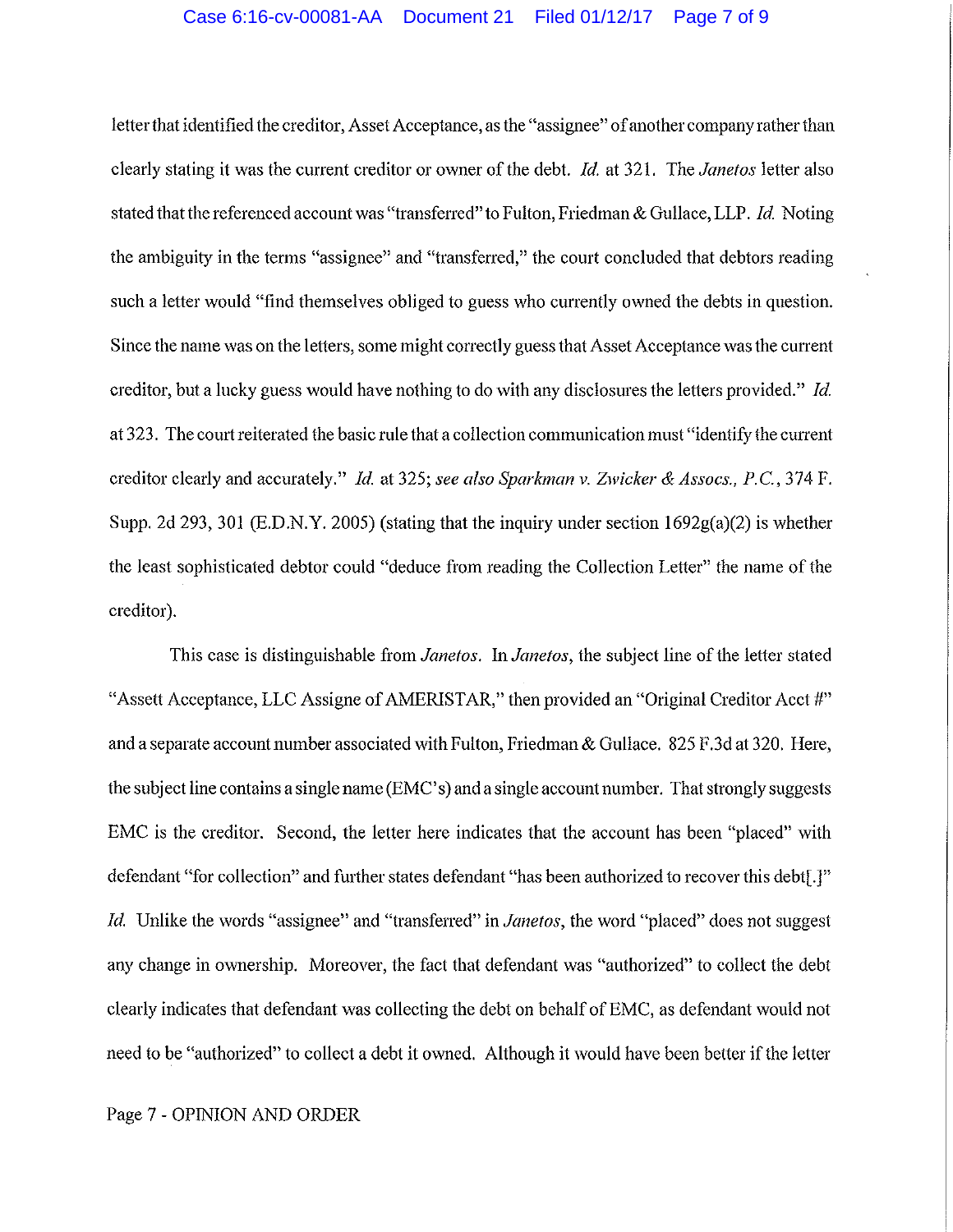letter that identified the creditor, Asset Acceptance, as the "assignee" of another company rather than clearly stating it was the current creditor or owner of the debt. *Id.* at 321. The *Janetos* letter also stated that the referenced account was "transferred" to Fulton, Friedman & Gullace, LLP. *Id.* Noting the ambiguity in the terms "assignee" and "transferred," the court concluded that debtors reading such a letter would "find themselves obliged to guess who currently owned the debts in question. Since the name was on the letters, some might correctly guess that Asset Acceptance was the current creditor, but a lucky guess would have nothing to do with any disclosures the letters provided." *Id.* at 323. The court reiterated the basic rule that a collection communication must "identify the current creditor clearly and accurately." *Id.* at 325; *see also Sparkman v. Zwicker & Assocs., P.C.*, 374 F. Supp. 2d 293, 301 (E.D.N.Y. 2005) (stating that the inquiry under section 1692g(a)(2) is whether the least sophisticated debtor could "deduce from reading the Collection Letter" the name of the creditor).

This case is distinguishable from *Janetos*. In *Janetos*, the subject line of the letter stated "Assett Acceptance, LLC Assigne of AMERISTAR," then provided an "Original Creditor Acct #" and a separate account number associated with Fulton, Friedman & Gullace. 825 F.3d at 320. Here, the subject line contains a single name (EMC's) and a single account number. That strongly suggests EMC is the creditor. Second, the letter here indicates that the account has been "placed" with defendant "for collection" and further states defendant "has been authorized to recover this debt[.]" *Id.* Unlike the words "assignee" and "transferred" in *Janetos*, the word "placed" does not suggest any change in ownership. Moreover, the fact that defendant was "authorized" to collect the debt clearly indicates that defendant was collecting the debt on behalf of EMC, as defendant would not need to be "authorized" to collect a debt it owned. Although it would have been better if the letter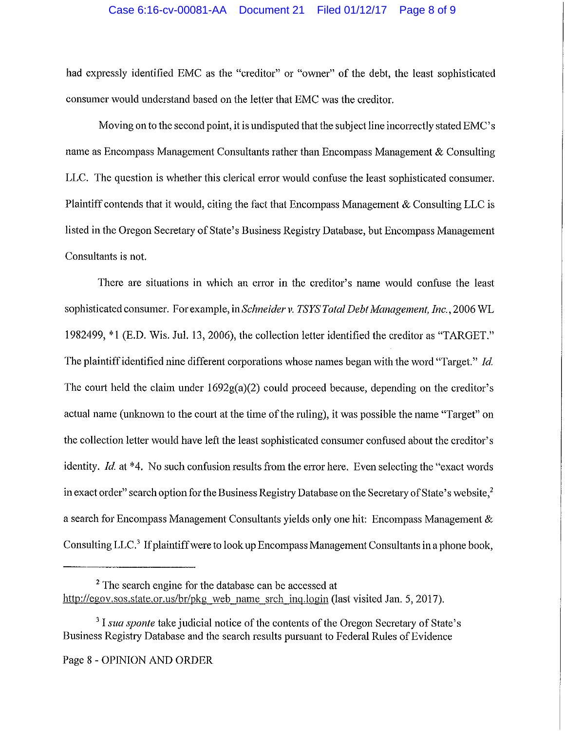had expressly identified EMC as the "creditor" or "owner" of the debt, the least sophisticated consumer would understand based on the letter that EMC was the creditor.

Moving on to the second point, it is undisputed that the subject line incorrectly stated EMC's name as Encompass Management Consultants rather than Encompass Management & Consulting LLC. The question is whether this clerical error would confuse the least sophisticated consumer. Plaintiff contends that it would, citing the fact that Encompass Management & Consulting LLC is listed in the Oregon Secretary of State's Business Registry Database, but Encompass Management Consultants is not.

There are situations in which an error in the creditor's name would confuse the least sophisticated consumer. For example, in *Schneider v. TSYS Total Debt Management, Inc.*, 2006 WL 1982499, *1 (E.D. Wis. Jul. 13, 2006), the collection letter identified the creditor as "TARGET." The plaintiff identified nine different corporations whose names began with the word "Target." *Id.* The court held the claim under 1692g(a)(2) could proceed because, depending on the creditor's actual name (unknown to the court at the time of the ruling), it was possible the name "Target" on the collection letter would have left the least sophisticated consumer confused about the creditor's identity. *Id.* at *4. No such confusion results from the error here. Even selecting the "exact words in exact order" search option for the Business Registry Database on the Secretary of State's website,[2] a search for Encompass Management Consultants yields only one hit: Encompass Management & Consulting LLC.[3] If plaintiff were to look up Encompass Management Consultants in a phone book,

---

[2] The search engine for the database can be accessed at http://egov.sos.state.or.us/br/pkg_web_name_srch_inq.login (last visited Jan. 5, 2017).

[3] I *sua sponte* take judicial notice of the contents of the Oregon Secretary of State's Business Registry Database and the search results pursuant to Federal Rules of Evidence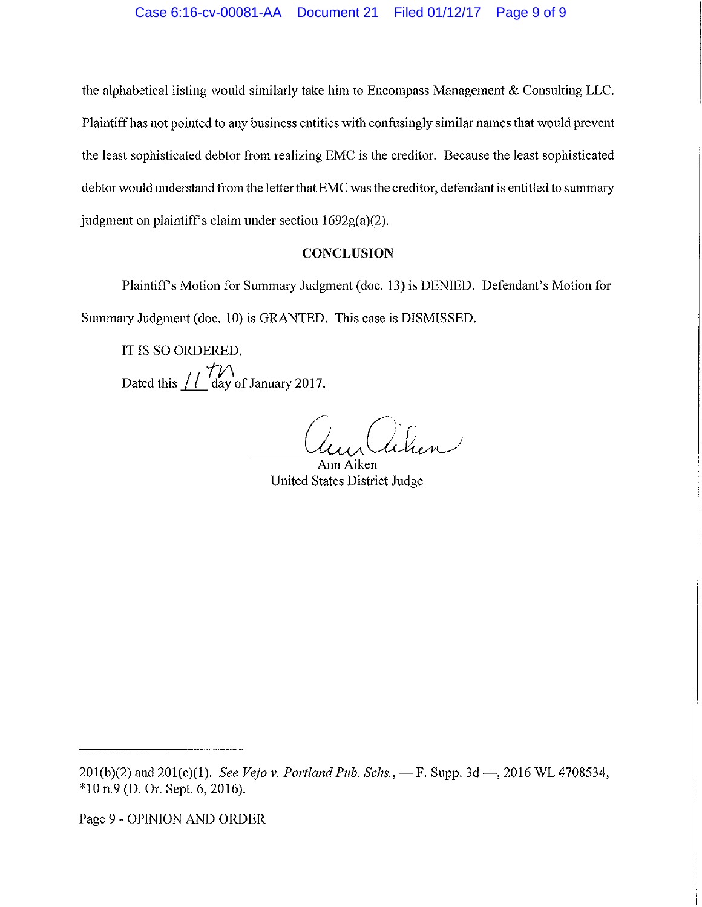the alphabetical listing would similarly take him to Encompass Management & Consulting LLC. Plaintiff has not pointed to any business entities with confusingly similar names that would prevent the least sophisticated debtor from realizing EMC is the creditor. Because the least sophisticated debtor would understand from the letter that EMC was the creditor, defendant is entitled to summary judgment on plaintiff's claim under section 1692g(a)(2).

## CONCLUSION

Plaintiff's Motion for Summary Judgment (doc. 13) is DENIED. Defendant's Motion for Summary Judgment (doc. 10) is GRANTED. This case is DISMISSED.

IT IS SO ORDERED.

Dated this 11th day of January 2017.

Ann Aiken
United States District Judge

---

201(b)(2) and 201(c)(1). *See Vejo v. Portland Pub. Schs.*, — F. Supp. 3d —, 2016 WL 4708534, *10 n.9 (D. Or. Sept. 6, 2016).

Page 9 - OPINION AND ORDER